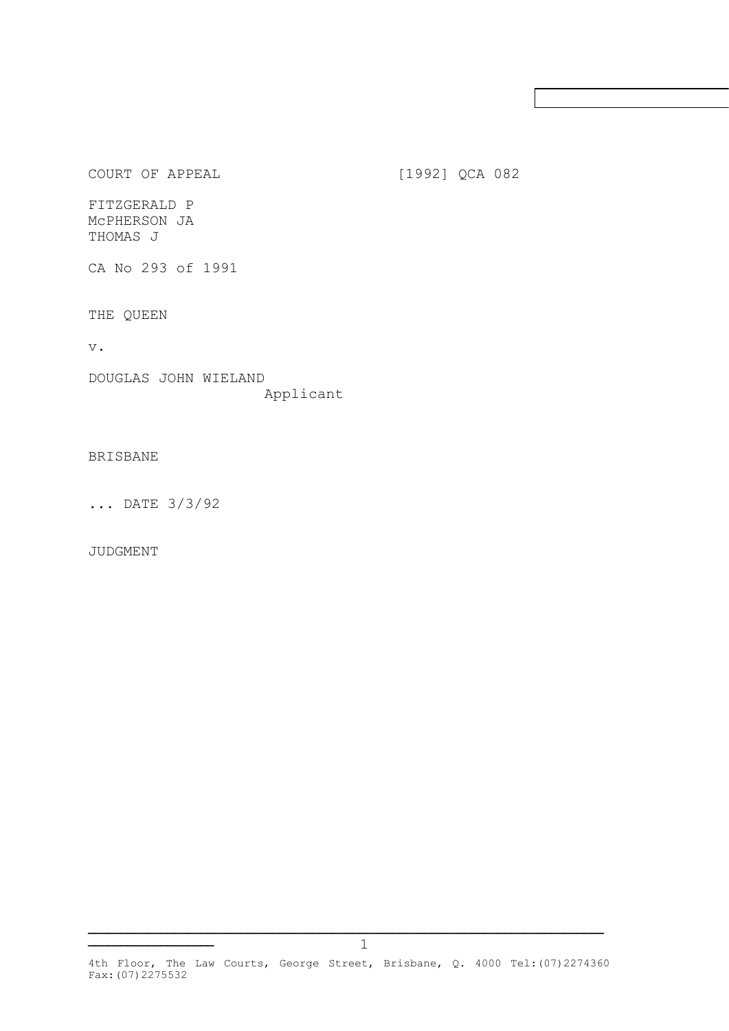COURT OF APPEAL [1992] QCA 082

FITZGERALD P
McPHERSON JA
THOMAS J

CA No 293 of 1991

THE QUEEN

v.

DOUGLAS JOHN WIELAND
Applicant

BRISBANE

... DATE 3/3/92

JUDGMENT

4th Floor, The Law Courts, George Street, Brisbane, Q. 4000 Tel:(07)2274360 Fax:(07)2275532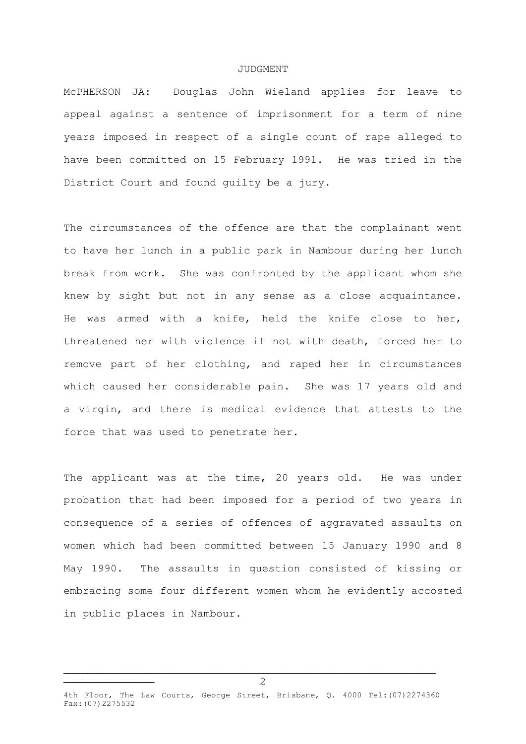JUDGMENT

McPHERSON JA: Douglas John Wieland applies for leave to appeal against a sentence of imprisonment for a term of nine years imposed in respect of a single count of rape alleged to have been committed on 15 February 1991. He was tried in the District Court and found guilty be a jury.

The circumstances of the offence are that the complainant went to have her lunch in a public park in Nambour during her lunch break from work. She was confronted by the applicant whom she knew by sight but not in any sense as a close acquaintance. He was armed with a knife, held the knife close to her, threatened her with violence if not with death, forced her to remove part of her clothing, and raped her in circumstances which caused her considerable pain. She was 17 years old and a virgin, and there is medical evidence that attests to the force that was used to penetrate her.

The applicant was at the time, 20 years old. He was under probation that had been imposed for a period of two years in consequence of a series of offences of aggravated assaults on women which had been committed between 15 January 1990 and 8 May 1990. The assaults in question consisted of kissing or embracing some four different women whom he evidently accosted in public places in Nambour.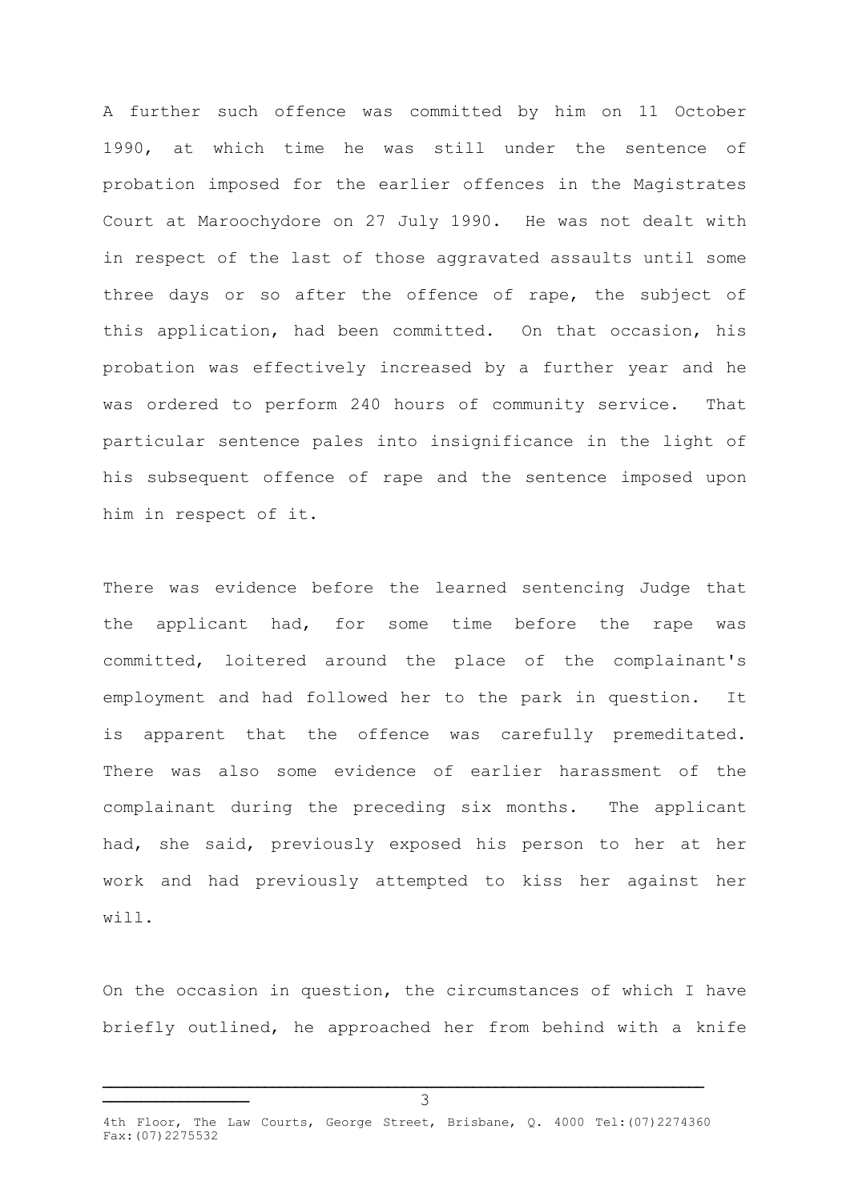A further such offence was committed by him on 11 October 1990, at which time he was still under the sentence of probation imposed for the earlier offences in the Magistrates Court at Maroochydore on 27 July 1990. He was not dealt with in respect of the last of those aggravated assaults until some three days or so after the offence of rape, the subject of this application, had been committed. On that occasion, his probation was effectively increased by a further year and he was ordered to perform 240 hours of community service. That particular sentence pales into insignificance in the light of his subsequent offence of rape and the sentence imposed upon him in respect of it.

There was evidence before the learned sentencing Judge that the applicant had, for some time before the rape was committed, loitered around the place of the complainant's employment and had followed her to the park in question. It is apparent that the offence was carefully premeditated. There was also some evidence of earlier harassment of the complainant during the preceding six months. The applicant had, she said, previously exposed his person to her at her work and had previously attempted to kiss her against her will.

On the occasion in question, the circumstances of which I have briefly outlined, he approached her from behind with a knife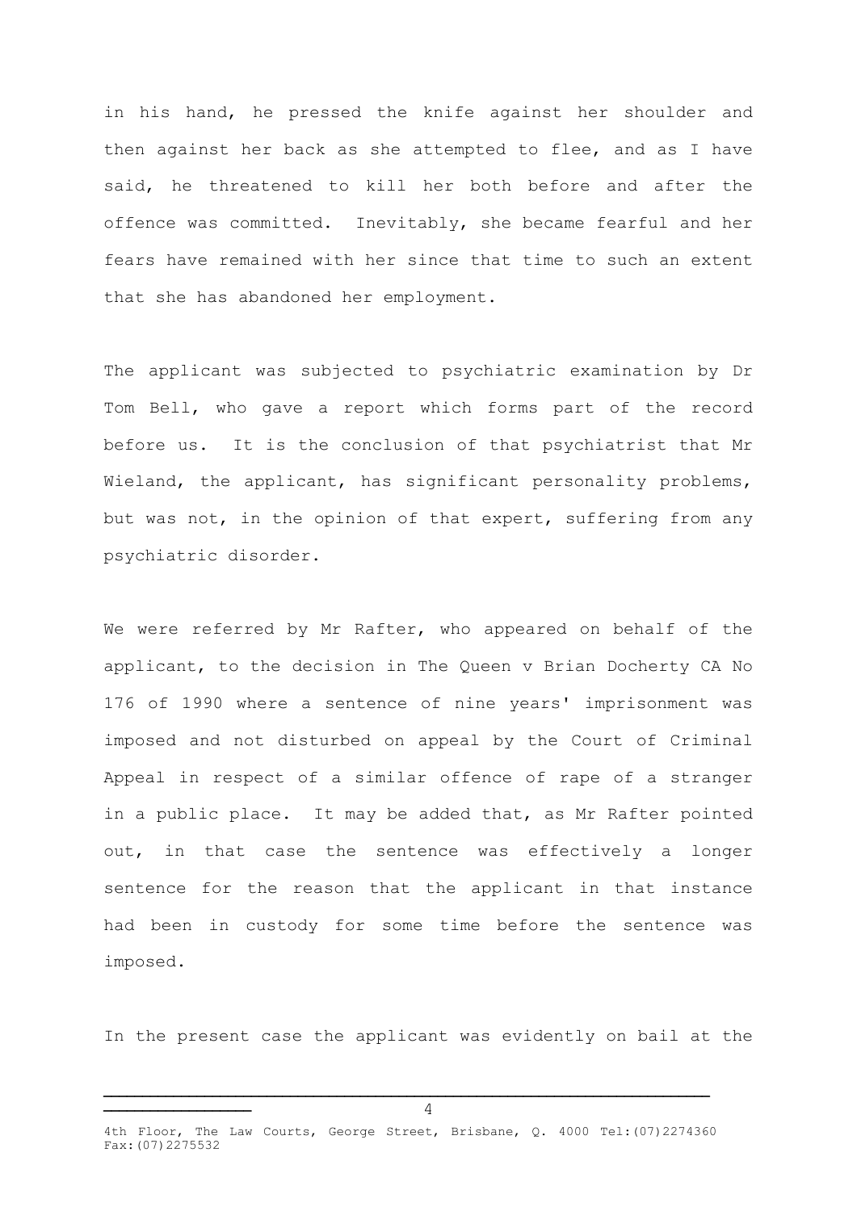in his hand, he pressed the knife against her shoulder and then against her back as she attempted to flee, and as I have said, he threatened to kill her both before and after the offence was committed. Inevitably, she became fearful and her fears have remained with her since that time to such an extent that she has abandoned her employment.

The applicant was subjected to psychiatric examination by Dr Tom Bell, who gave a report which forms part of the record before us. It is the conclusion of that psychiatrist that Mr Wieland, the applicant, has significant personality problems, but was not, in the opinion of that expert, suffering from any psychiatric disorder.

We were referred by Mr Rafter, who appeared on behalf of the applicant, to the decision in The Queen v Brian Docherty CA No 176 of 1990 where a sentence of nine years' imprisonment was imposed and not disturbed on appeal by the Court of Criminal Appeal in respect of a similar offence of rape of a stranger in a public place. It may be added that, as Mr Rafter pointed out, in that case the sentence was effectively a longer sentence for the reason that the applicant in that instance had been in custody for some time before the sentence was imposed.

In the present case the applicant was evidently on bail at the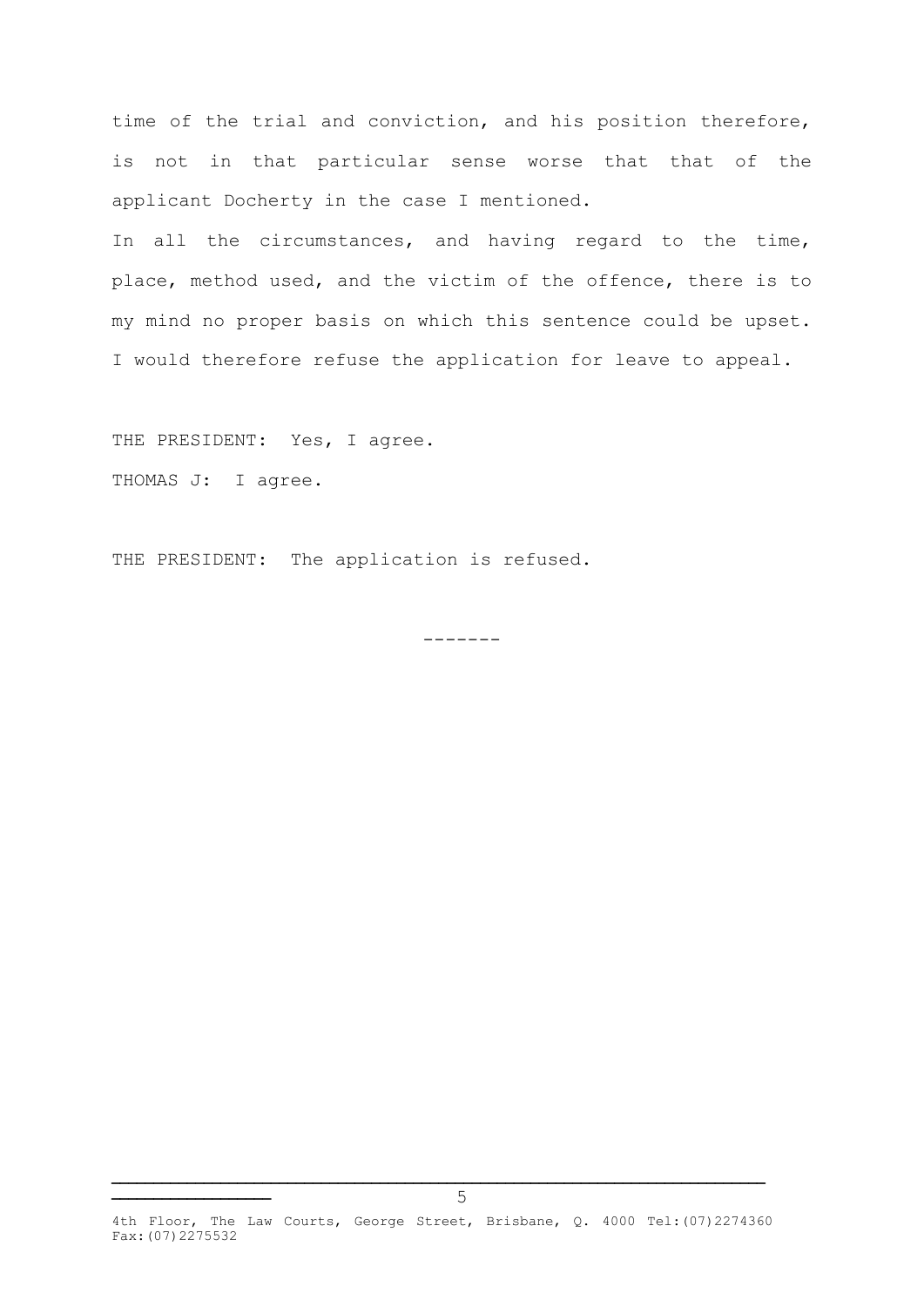time of the trial and conviction, and his position therefore, is not in that particular sense worse that that of the applicant Docherty in the case I mentioned.

In all the circumstances, and having regard to the time, place, method used, and the victim of the offence, there is to my mind no proper basis on which this sentence could be upset. I would therefore refuse the application for leave to appeal.

THE PRESIDENT: Yes, I agree.

THOMAS J: I agree.

THE PRESIDENT: The application is refused.

-------